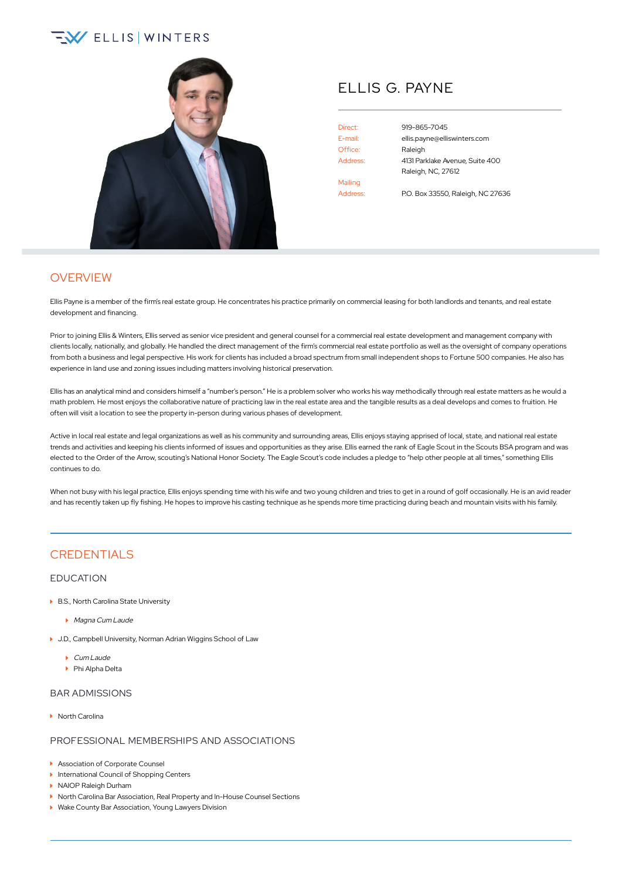ELLIS | WINTERS

# ELLIS G. PAYNE

| | |
|---|---|
| Direct: | 919-865-7045 |
| E-mail: | ellis.payne@elliswinters.com |
| Office: | Raleigh |
| Address: | 4131 Parklake Avenue, Suite 400 Raleigh, NC, 27612 |
| Mailing Address: | P.O. Box 33550, Raleigh, NC 27636 |

## OVERVIEW

Ellis Payne is a member of the firm's real estate group. He concentrates his practice primarily on commercial leasing for both landlords and tenants, and real estate development and financing.

Prior to joining Ellis & Winters, Ellis served as senior vice president and general counsel for a commercial real estate development and management company with clients locally, nationally, and globally. He handled the direct management of the firm's commercial real estate portfolio as well as the oversight of company operations from both a business and legal perspective. His work for clients has included a broad spectrum from small independent shops to Fortune 500 companies. He also has experience in land use and zoning issues including matters involving historical preservation.

Ellis has an analytical mind and considers himself a "number's person." He is a problem solver who works his way methodically through real estate matters as he would a math problem. He most enjoys the collaborative nature of practicing law in the real estate area and the tangible results as a deal develops and comes to fruition. He often will visit a location to see the property in-person during various phases of development.

Active in local real estate and legal organizations as well as his community and surrounding areas, Ellis enjoys staying apprised of local, state, and national real estate trends and activities and keeping his clients informed of issues and opportunities as they arise. Ellis earned the rank of Eagle Scout in the Scouts BSA program and was elected to the Order of the Arrow, scouting's National Honor Society. The Eagle Scout's code includes a pledge to "help other people at all times," something Ellis continues to do.

When not busy with his legal practice, Ellis enjoys spending time with his wife and two young children and tries to get in a round of golf occasionally. He is an avid reader and has recently taken up fly fishing. He hopes to improve his casting technique as he spends more time practicing during beach and mountain visits with his family.

## CREDENTIALS

### EDUCATION

- B.S., North Carolina State University
  - *Magna Cum Laude*
- J.D., Campbell University, Norman Adrian Wiggins School of Law
  - *Cum Laude*
  - Phi Alpha Delta

### BAR ADMISSIONS

- North Carolina

### PROFESSIONAL MEMBERSHIPS AND ASSOCIATIONS

- Association of Corporate Counsel
- International Council of Shopping Centers
- NAIOP Raleigh Durham
- North Carolina Bar Association, Real Property and In-House Counsel Sections
- Wake County Bar Association, Young Lawyers Division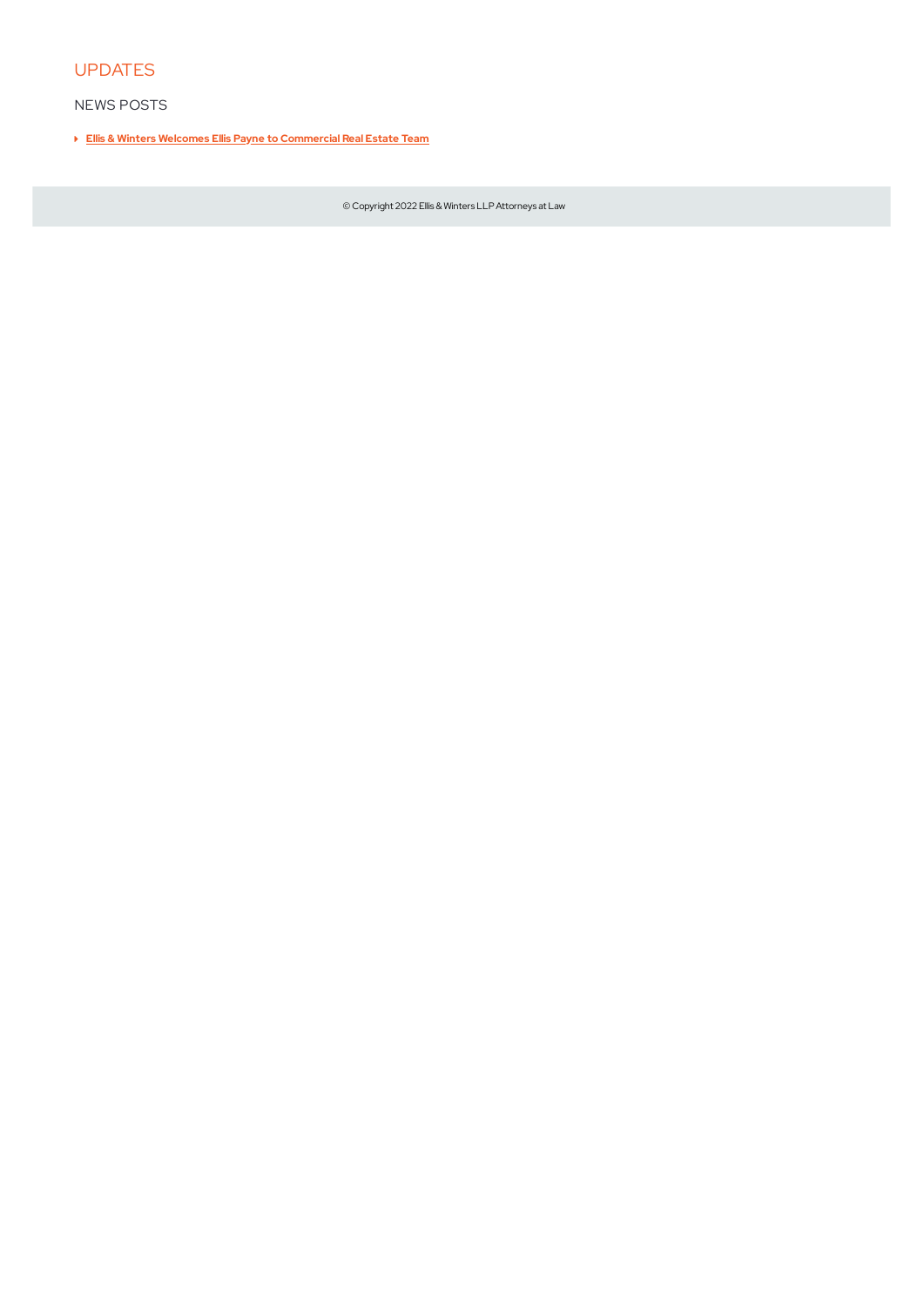## UPDATES

### NEWS POSTS

- **Ellis & Winters Welcomes Ellis Payne to Commercial Real Estate Team**

© Copyright 2022 Ellis & Winters LLP Attorneys at Law